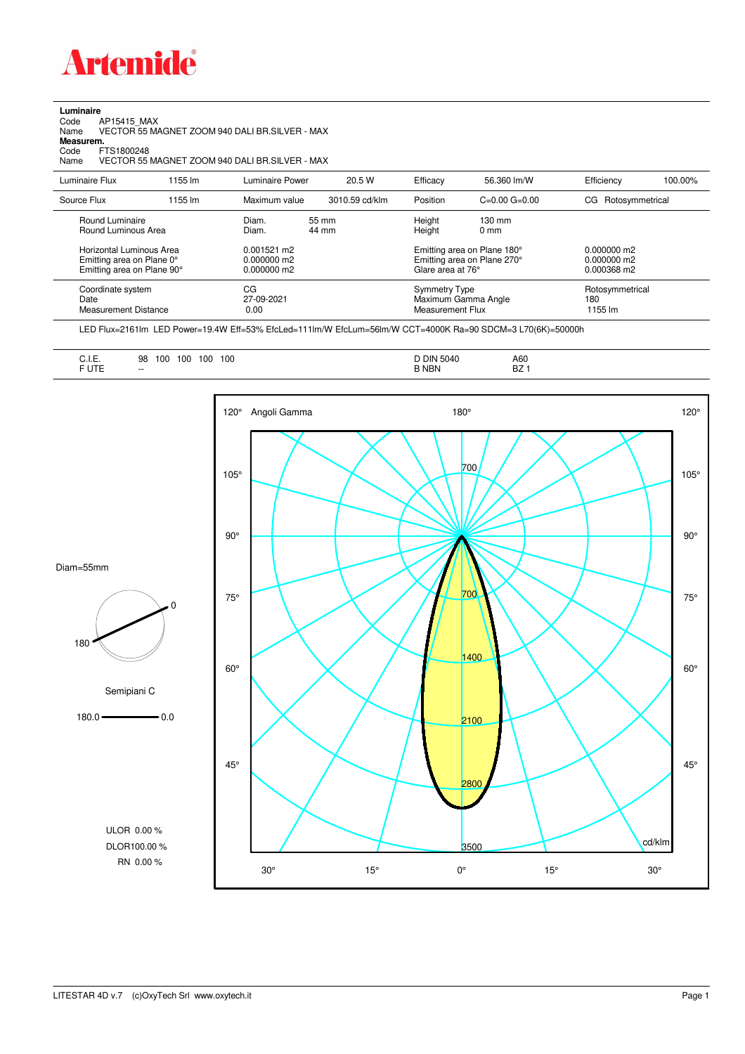**Artemide**

**Luminaire**
Code AP15415_MAX
Name VECTOR 55 MAGNET ZOOM 940 DALI BR.SILVER - MAX
**Measurem.**
Code FTS1800248
Name VECTOR 55 MAGNET ZOOM 940 DALI BR.SILVER - MAX

| Luminaire Flux | 1155 lm | Luminaire Power | 20.5 W | Efficacy | 56.360 lm/W | Efficiency | 100.00% |
|---|---|---|---|---|---|---|---|
| Source Flux | 1155 lm | Maximum value | 3010.59 cd/klm | Position | C=0.00 G=0.00 | CG | Rotosymmetrical |

| | | | | |
|---|---|---|---|---|
| Round Luminaire | Diam. 55 mm | Height 130 mm | | |
| Round Luminous Area | Diam. 44 mm | Height 0 mm | | |
| Horizontal Luminous Area | 0.001521 m2 | Emitting area on Plane 180° | 0.000000 m2 | |
| Emitting area on Plane 0° | 0.000000 m2 | Emitting area on Plane 270° | 0.000000 m2 | |
| Emitting area on Plane 90° | 0.000000 m2 | Glare area at 76° | 0.000368 m2 | |

| | | | |
|---|---|---|---|
| Coordinate system | CG | Symmetry Type | Rotosymmetrical |
| Date | 27-09-2021 | Maximum Gamma Angle | 180 |
| Measurement Distance | 0.00 | Measurement Flux | 1155 lm |

LED Flux=2161lm LED Power=19.4W Eff=53% EfcLed=111lm/W EfcLum=56lm/W CCT=4000K Ra=90 SDCM=3 L70(6K)=50000h

| | | | |
|---|---|---|---|
| C.I.E. | 98 100 100 100 100 | D DIN 5040 | A60 |
| F UTE | -- | B NBN | BZ 1 |

Diam=55mm

Semipiani C

180.0 — 0.0

ULOR 0.00 %
DLOR100.00 %
RN 0.00 %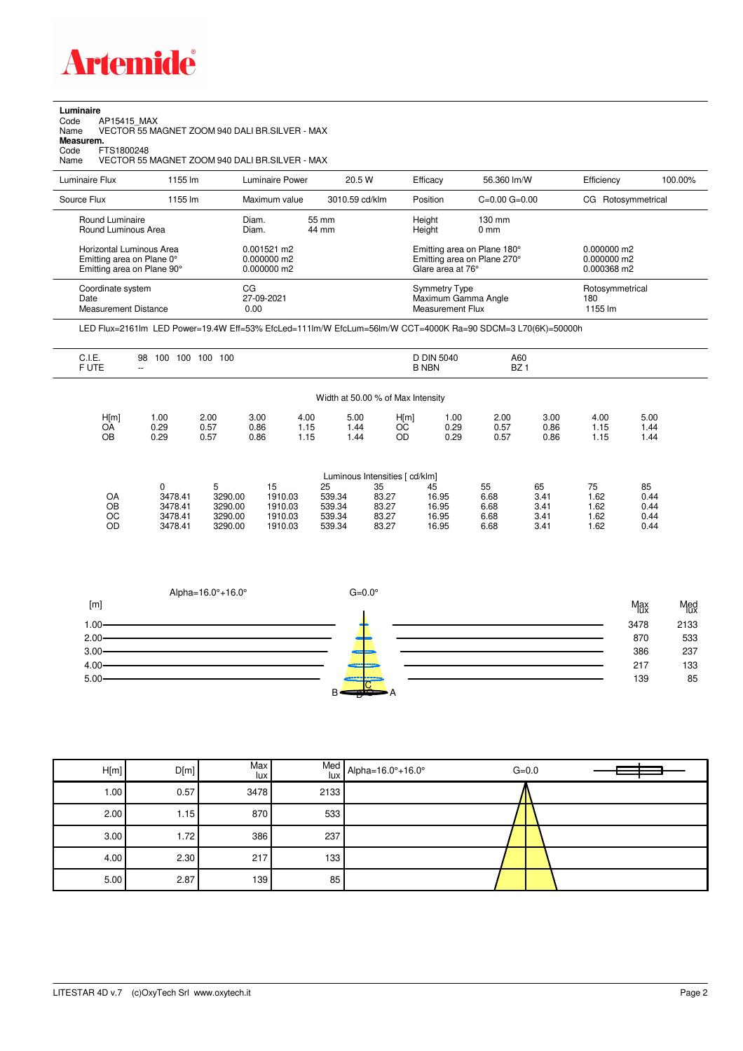Artemide

**Luminaire**

Code AP15415_MAX
Name VECTOR 55 MAGNET ZOOM 940 DALI BR.SILVER - MAX

**Measurem.**

Code FTS1800248
Name VECTOR 55 MAGNET ZOOM 940 DALI BR.SILVER - MAX

| | | | | | | | |
|---|---|---|---|---|---|---|---|
| Luminaire Flux | 1155 lm | Luminaire Power | 20.5 W | Efficacy | 56.360 lm/W | Efficiency | 100.00% |
| Source Flux | 1155 lm | Maximum value | 3010.59 cd/klm | Position | C=0.00 G=0.00 | CG | Rotosymmetrical |

| | | | | | |
|---|---|---|---|---|---|
| Round Luminaire | Diam. | 55 mm | Height | 130 mm | |
| Round Luminous Area | Diam. | 44 mm | Height | 0 mm | |
| Horizontal Luminous Area | 0.001521 m2 | | Emitting area on Plane 180° | | 0.000000 m2 |
| Emitting area on Plane 0° | 0.000000 m2 | | Emitting area on Plane 270° | | 0.000000 m2 |
| Emitting area on Plane 90° | 0.000000 m2 | | Glare area at 76° | | 0.000368 m2 |

| | | | |
|---|---|---|---|
| Coordinate system | CG | Symmetry Type | Rotosymmetrical |
| Date | 27-09-2021 | Maximum Gamma Angle | 180 |
| Measurement Distance | 0.00 | Measurement Flux | 1155 lm |

LED Flux=2161lm LED Power=19.4W Eff=53% EfcLed=111lm/W EfcLum=56lm/W CCT=4000K Ra=90 SDCM=3 L70(6K)=50000h

| | | | |
|---|---|---|---|
| C.I.E. | 98 100 100 100 100 | D DIN 5040 | A60 |
| F UTE | -- | B NBN | BZ 1 |

Width at 50.00 % of Max Intensity

| H[m] | 1.00 | 2.00 | 3.00 | 4.00 | 5.00 | H[m] | 1.00 | 2.00 | 3.00 | 4.00 | 5.00 |
|---|---|---|---|---|---|---|---|---|---|---|---|
| OA | 0.29 | 0.57 | 0.86 | 1.15 | 1.44 | OC | 0.29 | 0.57 | 0.86 | 1.15 | 1.44 |
| OB | 0.29 | 0.57 | 0.86 | 1.15 | 1.44 | OD | 0.29 | 0.57 | 0.86 | 1.15 | 1.44 |

Luminous Intensities [ cd/klm]

| | 0 | 5 | 15 | 25 | 35 | 45 | 55 | 65 | 75 | 85 |
|---|---|---|---|---|---|---|---|---|---|---|
| OA | 3478.41 | 3290.00 | 1910.03 | 539.34 | 83.27 | 16.95 | 6.68 | 3.41 | 1.62 | 0.44 |
| OB | 3478.41 | 3290.00 | 1910.03 | 539.34 | 83.27 | 16.95 | 6.68 | 3.41 | 1.62 | 0.44 |
| OC | 3478.41 | 3290.00 | 1910.03 | 539.34 | 83.27 | 16.95 | 6.68 | 3.41 | 1.62 | 0.44 |
| OD | 3478.41 | 3290.00 | 1910.03 | 539.34 | 83.27 | 16.95 | 6.68 | 3.41 | 1.62 | 0.44 |

Alpha=16.0°+16.0°
G=0.0°
[m]
Max lux
Med lux
1.00 3478 2133
2.00 870 533
3.00 386 237
4.00 217 133
5.00 139 85
B C D A

| H[m] | D[m] | Max lux | Med lux | Alpha=16.0°+16.0° G=0.0 |
|---|---|---|---|---|
| 1.00 | 0.57 | 3478 | 2133 | |
| 2.00 | 1.15 | 870 | 533 | |
| 3.00 | 1.72 | 386 | 237 | |
| 4.00 | 2.30 | 217 | 133 | |
| 5.00 | 2.87 | 139 | 85 | |

LITESTAR 4D v.7 (c)OxyTech Srl www.oxytech.it